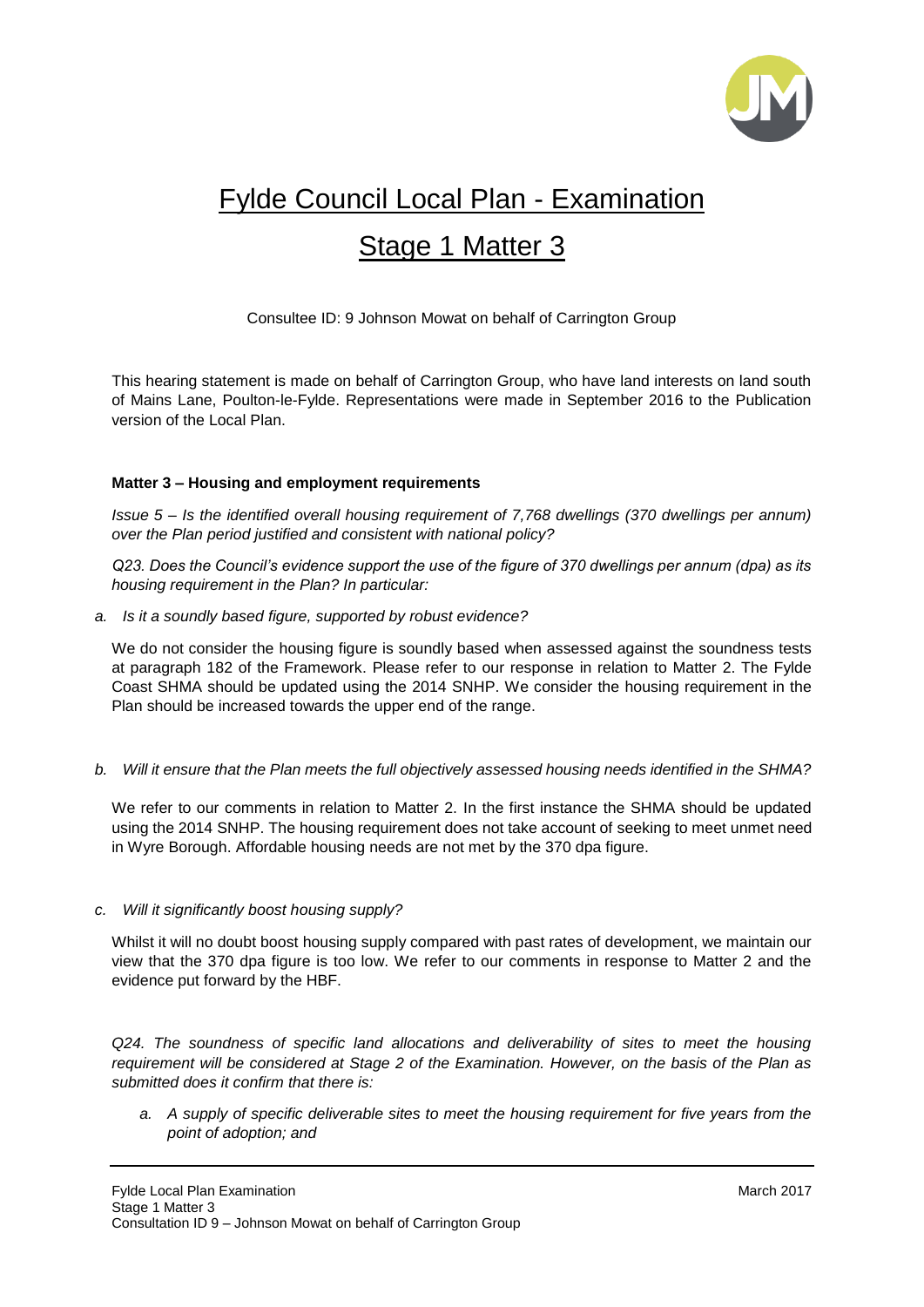# Fylde Council Local Plan - Examination

# Stage 1 Matter 3

Consultee ID: 9 Johnson Mowat on behalf of Carrington Group

This hearing statement is made on behalf of Carrington Group, who have land interests on land south of Mains Lane, Poulton-le-Fylde. Representations were made in September 2016 to the Publication version of the Local Plan.

**Matter 3 – Housing and employment requirements**

*Issue 5 – Is the identified overall housing requirement of 7,768 dwellings (370 dwellings per annum) over the Plan period justified and consistent with national policy?*

*Q23. Does the Council's evidence support the use of the figure of 370 dwellings per annum (dpa) as its housing requirement in the Plan? In particular:*

*a. Is it a soundly based figure, supported by robust evidence?*

We do not consider the housing figure is soundly based when assessed against the soundness tests at paragraph 182 of the Framework. Please refer to our response in relation to Matter 2. The Fylde Coast SHMA should be updated using the 2014 SNHP. We consider the housing requirement in the Plan should be increased towards the upper end of the range.

*b. Will it ensure that the Plan meets the full objectively assessed housing needs identified in the SHMA?*

We refer to our comments in relation to Matter 2. In the first instance the SHMA should be updated using the 2014 SNHP. The housing requirement does not take account of seeking to meet unmet need in Wyre Borough. Affordable housing needs are not met by the 370 dpa figure.

*c. Will it significantly boost housing supply?*

Whilst it will no doubt boost housing supply compared with past rates of development, we maintain our view that the 370 dpa figure is too low. We refer to our comments in response to Matter 2 and the evidence put forward by the HBF.

*Q24. The soundness of specific land allocations and deliverability of sites to meet the housing requirement will be considered at Stage 2 of the Examination. However, on the basis of the Plan as submitted does it confirm that there is:*

*a. A supply of specific deliverable sites to meet the housing requirement for five years from the point of adoption; and*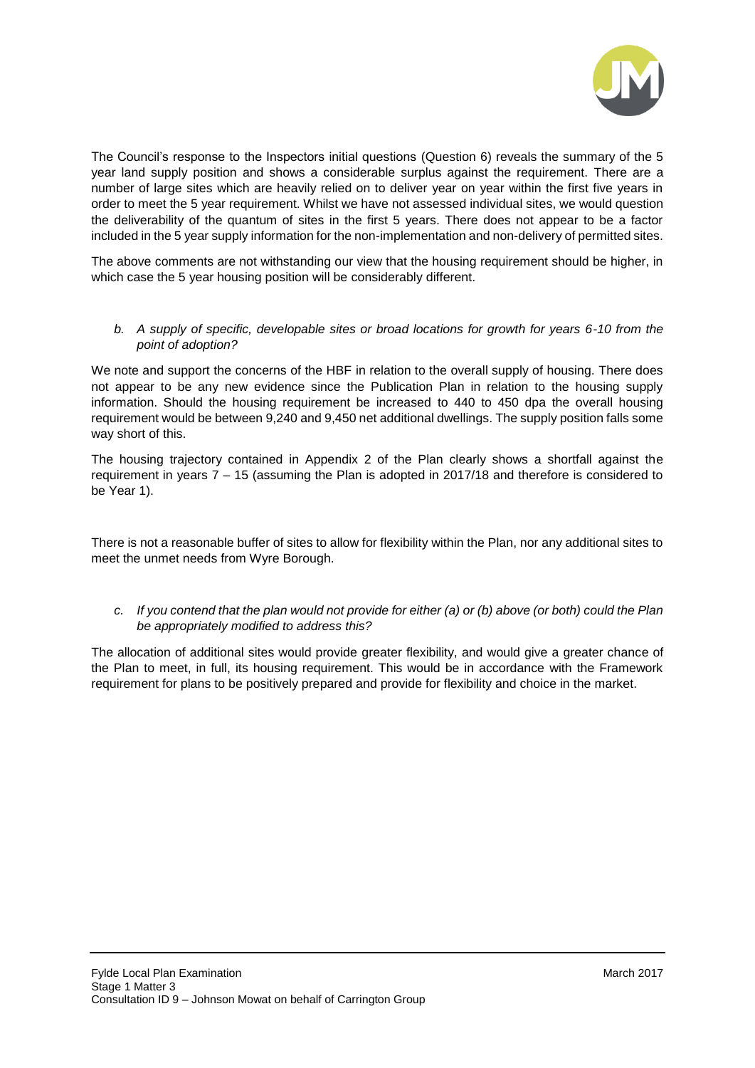The Council's response to the Inspectors initial questions (Question 6) reveals the summary of the 5 year land supply position and shows a considerable surplus against the requirement. There are a number of large sites which are heavily relied on to deliver year on year within the first five years in order to meet the 5 year requirement. Whilst we have not assessed individual sites, we would question the deliverability of the quantum of sites in the first 5 years. There does not appear to be a factor included in the 5 year supply information for the non-implementation and non-delivery of permitted sites.

The above comments are not withstanding our view that the housing requirement should be higher, in which case the 5 year housing position will be considerably different.

*b. A supply of specific, developable sites or broad locations for growth for years 6-10 from the point of adoption?*

We note and support the concerns of the HBF in relation to the overall supply of housing. There does not appear to be any new evidence since the Publication Plan in relation to the housing supply information. Should the housing requirement be increased to 440 to 450 dpa the overall housing requirement would be between 9,240 and 9,450 net additional dwellings. The supply position falls some way short of this.

The housing trajectory contained in Appendix 2 of the Plan clearly shows a shortfall against the requirement in years 7 – 15 (assuming the Plan is adopted in 2017/18 and therefore is considered to be Year 1).

There is not a reasonable buffer of sites to allow for flexibility within the Plan, nor any additional sites to meet the unmet needs from Wyre Borough.

*c. If you contend that the plan would not provide for either (a) or (b) above (or both) could the Plan be appropriately modified to address this?*

The allocation of additional sites would provide greater flexibility, and would give a greater chance of the Plan to meet, in full, its housing requirement. This would be in accordance with the Framework requirement for plans to be positively prepared and provide for flexibility and choice in the market.